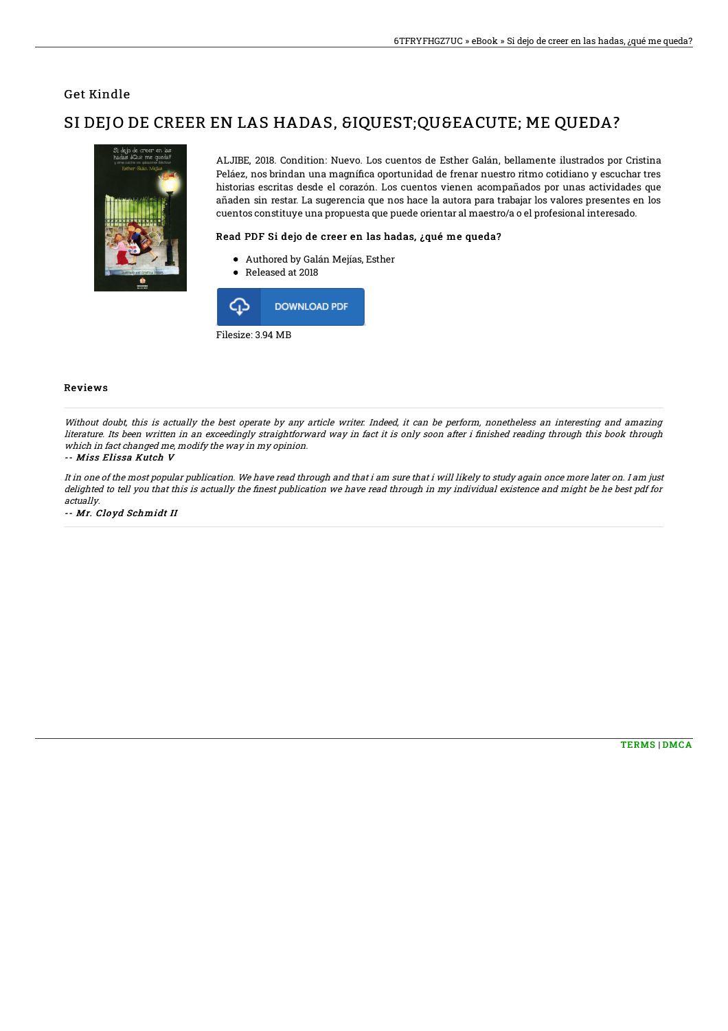Get Kindle

# SI DEJO DE CREER EN LAS HADAS, &IQUEST;QU&EACUTE; ME QUEDA?

ALJIBE, 2018. Condition: Nuevo. Los cuentos de Esther Galán, bellamente ilustrados por Cristina Peláez, nos brindan una magnífica oportunidad de frenar nuestro ritmo cotidiano y escuchar tres historias escritas desde el corazón. Los cuentos vienen acompañados por unas actividades que añaden sin restar. La sugerencia que nos hace la autora para trabajar los valores presentes en los cuentos constituye una propuesta que puede orientar al maestro/a o el profesional interesado.

### Read PDF Si dejo de creer en las hadas, ¿qué me queda?

- Authored by Galán Mejías, Esther
- Released at 2018

DOWNLOAD PDF

Filesize: 3.94 MB

### Reviews

*Without doubt, this is actually the best operate by any article writer. Indeed, it can be perform, nonetheless an interesting and amazing literature. Its been written in an exceedingly straightforward way in fact it is only soon after i finished reading through this book through which in fact changed me, modify the way in my opinion.*

*-- Miss Elissa Kutch V*

*It in one of the most popular publication. We have read through and that i am sure that i will likely to study again once more later on. I am just delighted to tell you that this is actually the finest publication we have read through in my individual existence and might be he best pdf for actually.*

*-- Mr. Cloyd Schmidt II*

TERMS | DMCA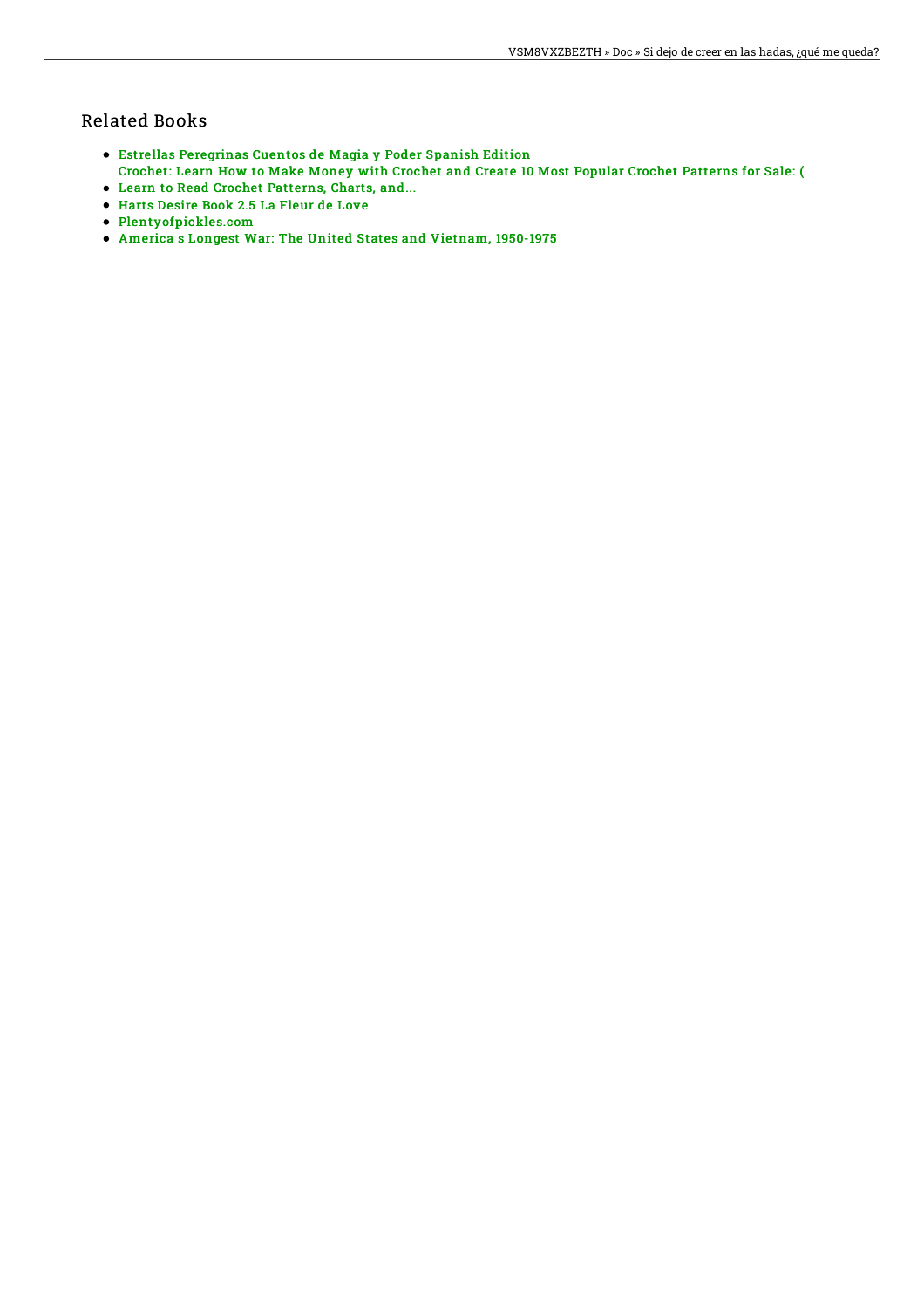## Related Books

- Estrellas Peregrinas Cuentos de Magia y Poder Spanish Edition
  Crochet: Learn How to Make Money with Crochet and Create 10 Most Popular Crochet Patterns for Sale: (
- Learn to Read Crochet Patterns, Charts, and...
- Harts Desire Book 2.5 La Fleur de Love
- Plentyofpickles.com
- America s Longest War: The United States and Vietnam, 1950-1975